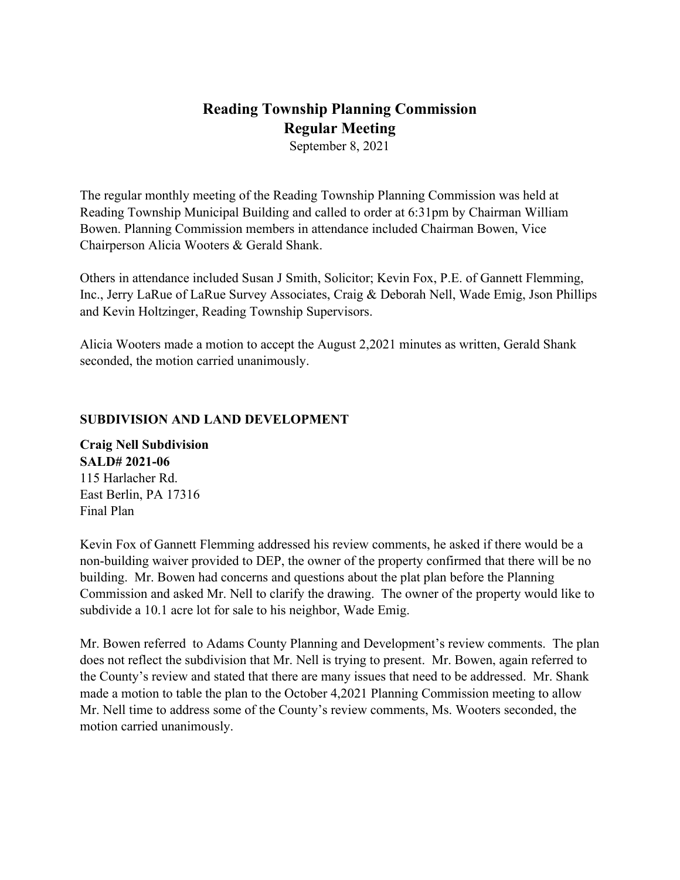# Reading Township Planning Commission
## Regular Meeting

September 8, 2021

The regular monthly meeting of the Reading Township Planning Commission was held at Reading Township Municipal Building and called to order at 6:31pm by Chairman William Bowen. Planning Commission members in attendance included Chairman Bowen, Vice Chairperson Alicia Wooters & Gerald Shank.

Others in attendance included Susan J Smith, Solicitor; Kevin Fox, P.E. of Gannett Flemming, Inc., Jerry LaRue of LaRue Survey Associates, Craig & Deborah Nell, Wade Emig, Json Phillips and Kevin Holtzinger, Reading Township Supervisors.

Alicia Wooters made a motion to accept the August 2,2021 minutes as written, Gerald Shank seconded, the motion carried unanimously.

### SUBDIVISION AND LAND DEVELOPMENT

**Craig Nell Subdivision**
**SALD# 2021-06**
115 Harlacher Rd.
East Berlin, PA 17316
Final Plan

Kevin Fox of Gannett Flemming addressed his review comments, he asked if there would be a non-building waiver provided to DEP, the owner of the property confirmed that there will be no building. Mr. Bowen had concerns and questions about the plat plan before the Planning Commission and asked Mr. Nell to clarify the drawing. The owner of the property would like to subdivide a 10.1 acre lot for sale to his neighbor, Wade Emig.

Mr. Bowen referred to Adams County Planning and Development's review comments. The plan does not reflect the subdivision that Mr. Nell is trying to present. Mr. Bowen, again referred to the County's review and stated that there are many issues that need to be addressed. Mr. Shank made a motion to table the plan to the October 4,2021 Planning Commission meeting to allow Mr. Nell time to address some of the County's review comments, Ms. Wooters seconded, the motion carried unanimously.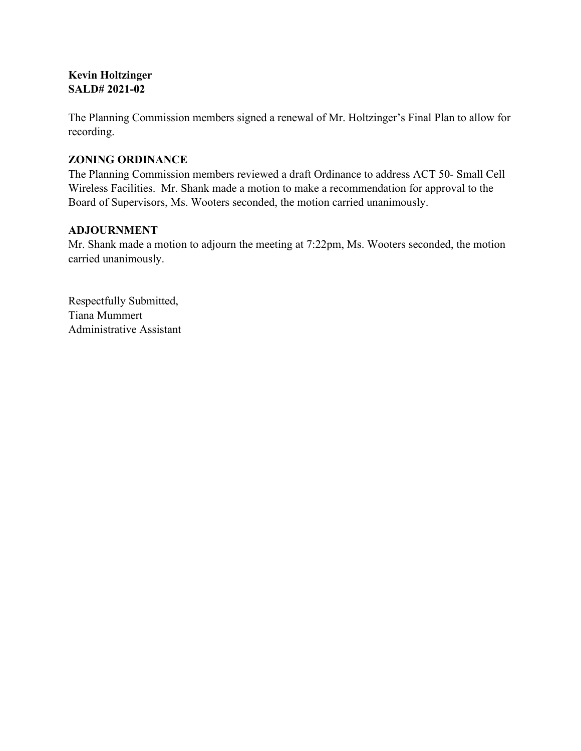**Kevin Holtzinger**
**SALD# 2021-02**

The Planning Commission members signed a renewal of Mr. Holtzinger's Final Plan to allow for recording.

**ZONING ORDINANCE**

The Planning Commission members reviewed a draft Ordinance to address ACT 50- Small Cell Wireless Facilities. Mr. Shank made a motion to make a recommendation for approval to the Board of Supervisors, Ms. Wooters seconded, the motion carried unanimously.

**ADJOURNMENT**

Mr. Shank made a motion to adjourn the meeting at 7:22pm, Ms. Wooters seconded, the motion carried unanimously.

Respectfully Submitted,
Tiana Mummert
Administrative Assistant